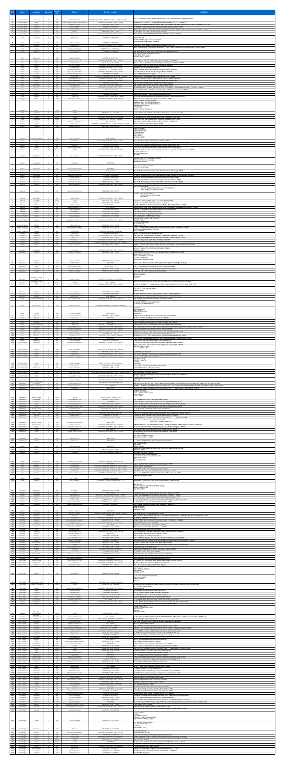|                          |                                                                                              |                                                          |                                              |                                                                                                         |                                                                                                                                                                    | <b>ADDRESS</b>                                                                                                                                                                                                                                                                                                                      |
|--------------------------|----------------------------------------------------------------------------------------------|----------------------------------------------------------|----------------------------------------------|---------------------------------------------------------------------------------------------------------|--------------------------------------------------------------------------------------------------------------------------------------------------------------------|-------------------------------------------------------------------------------------------------------------------------------------------------------------------------------------------------------------------------------------------------------------------------------------------------------------------------------------|
|                          | Andhra Pradesh<br>Andhra Pradesh                                                             | Vijaywada<br>Elluru                                      | ASP<br>ASP                                   | <b>DBA Technologies</b><br>Saketh Excellent Mobile Communications                                       | 9440159763, 9866220763, 8885146699, 0866 - 2433563 / 6545563<br>9502608777, 8897862999, 08812 - 246788                                                             | #33-25-35/B,FIRST FLOOR, Vemula Syamala Devi Street, Kasturibhaipet, Vijayawada-520010.<br>VASAVI PLAZA, SHOP NO - 3, PRABHAVATHI HOSPITAL ROAD, R.R.PET, ELURU - 2.                                                                                                                                                                |
|                          | Andhra Pradesh<br>Andhra Pradesh<br>Andhra Pradesh                                           | Ongole<br>Nellore<br>Kurnool                             | ASP<br>ASP<br>ASP                            | SVSM Spencer Plaza<br><b>Unique Mobiles</b><br><b>Akhil Computers</b>                                   | 9848113108, 08592 - 230230<br>9246431375, 9290715851<br>9849333932, 9533333311, 08518 - 276333                                                                     | Shop No 22, Munaga Chennaiah Complex, Opp:- The Lakshmi Vilas Bank, Kurnool Road, Ongole. Prakasam district. A.P<br>15-306, BSRR Complex, Beside New Talkies, Indira Bhavan Road, Nellore-524001<br>Upstairs Sukh Sagar Ice Cream Parlour, Besides Corporation Bank, Gandhi Nagar, Kurnool (Andhra Pradesh) - 518001                |
|                          | Andhra Pradesh<br>Andhra Pradesh<br>Assam                                                    | Anantapur<br>Tirupati<br>Guwahati                        | ASP<br>ASP<br>ASP                            | <b>NEOTEL</b><br>Mobile Care<br><b>ECI Services</b>                                                     | 9848284858, 08554 - 235154<br>9701166606, 9908681446, 0877 - 6646656<br>9508987115, 9864721198                                                                     | No. 13/100, D.C.M.S Road, Kamala Nagar, Anantapur<br>JAIL CAIRCLE, GUTTI COMPLEX BESIDE, NOKIA PRIORITY DEALER, SHIMOGA<br>G.S.Road, Ganeshguri bus stand, Guwahati,<br>Assam - 781 006                                                                                                                                             |
|                          | Assam                                                                                        | Guwahati                                                 | ASP<br>ASP                                   | <b>Netsol Associates</b><br>Pixma Infotech                                                              | 9706588468, 9954405158<br>9435031614, 9954496517, 0373 - 2328994                                                                                                   | NILGIRI MANSION, Opp. Namecare Hospital<br>GROUND FLOOR, Bhangagarh, Guwahati<br>Block - B(3), Khalil Market, Thana Charali, Dibrugarh - 786 001                                                                                                                                                                                    |
| 12 <sub>2</sub>          | Assam<br>Assam<br>Bihar                                                                      | Dibrugarh<br>Jorhat<br>Begusarai                         | ASP<br>ASP                                   | Spectrum Technology<br><b>Computer Plaza</b>                                                            | 9085091810/1/2, 9085091813/4<br>9334890409, 8434689558                                                                                                             | Spectrum Technology, Tulsi Narayan Sarma path, Opp - Dainik Janambhumi press, Nehru park jorhat-785001<br>Near Mamata Hotel, Mear Ganj, GB Collage road, Begusarai-851101                                                                                                                                                           |
|                          | Bihar                                                                                        | Biharshariff                                             | ASP                                          | <b>Computer Services</b>                                                                                | 9771399292, 8102771651                                                                                                                                             | Neer Complex, Near Verma Petrol Pump,<br>Ranchi Road, Bihar Sharif,<br>Nalanda, BIHAR - 803101.                                                                                                                                                                                                                                     |
| 14                       | <b>Bihar</b><br>Bihar<br>Bihar                                                               | Gaya<br>Patna<br>Sitamarhi                               | ASP<br>ASP<br><b>ASP</b>                     | Global Services of India<br><b>Graphline Care</b><br>Nav Durga Telecom                                  | 9334028004, 8935988082, 0631 - 3205892<br>9431011611, 0612 - 2203500<br>9835040670, 9473090018, 8084665924                                                         | Rai Pital Pratp raod , Opp GBM College, B.N.Jha Road, Gaya-823001<br>Shop no .106Kausalaya Estate, Bander Bagicha, Dakbanglow Road, Patna-800001<br>SHANTI MARKET, NEAR ICICI BANK, NUTAN CINEMA ROAD, SITAMARHI                                                                                                                    |
| 18<br>19<br>20           | Bihar<br>Bihar<br>Bihar<br><b>Bihar</b>                                                      | Buxar<br>Bettiah<br>Munger<br>Arah                       | ΔSP<br>ASP<br>ASP<br><b>ASP</b>              | Ojha Services<br><b>Pratap Communication</b><br>Shyam Priya Mobile Com<br>Shyama International          | 9431098294, 8651446333, 06183 - 222507<br>9931073290 / 91 / 96, 06254 - 241555<br>9304808494, 8084068430, 06344 - 228392<br>9525498849, 7301152585                 | AMBEDKAR CHOWK NOKIA CARE, BUXAR<br>CHURCH ROAD LAL BAZAR, NEAR St MARRY SCHOOL BETTIAH W.CHAMPRAN<br>Second Floor, Near Sheetla Mandir, Munger (Bihar) - 811201<br>VALIYA COMPLEX KARMAN TOLA ARAH                                                                                                                                 |
| 21<br>22<br>23           | Bihar<br>Bihar<br>Bihar                                                                      | Muzaffarpur<br>Darbhanga<br>Siwan                        | ASP<br><b>ASP</b><br><b>ASP</b>              | Silicon Valley<br>Tamanna Enterprises<br>Vinayak Computer                                               | 9334999599, 9708255446, 9304116322, 0621 - 3202580<br>9334868668, 9546334444, 06272 - 246100<br>9934727411, 9308476988, 9304362388                                 | Chanakya Place, Ramadayalu nagar, Muzaffarpur, Bihar - 842002<br>45, DIGHI PROFESSOR COLONY, NEAR SHASHTRI, CHOCK, DARBHANGA-846004<br>Zafar Market, Hospital Road, Near sadhu medical hall, Siwan-841226                                                                                                                           |
| 24<br>25<br>26           | Bihar<br>Bihar<br>Bihar                                                                      | Hajipur<br>Muzaffarpur<br>Sasaram                        | ASP<br>ASP<br><b>ASP</b>                     | Yahoo Mobile Masti Communication<br>Krish Enterprises<br>Singh Telecom                                  | 8936037325, 9693448663<br>9334491444, 9835253270, 9546331555<br>9709746742, 9031567807, 06184 - 222111                                                             | Near Pani Tanki, Hospital Raos, Gandhi Chok, Hajipur (Vaishali)-<br>Near Kanhauli Naka, Kacchi Sarai Road ,,Muzzaffarpur-842001<br>FIRST FLOOR HASNU MARKET,NEAR ICICI BANK,INFRONT OF BAHADUR PETROL PUMP,G.T. ROAD,SASARAM                                                                                                        |
| 27<br>28<br>29           | Bihar<br>Bihar<br>Bihar                                                                      | Purnia<br>Bhagalpur<br>Katihar                           | ASP<br>ASP<br><b>ASP</b>                     | <b>Silicon Computer Services</b><br><b>Solution Care</b><br>Star Vision                                 | 9122484405, 9386346376<br>8677999991, 8863080133, 9334165290, 9334820136<br>9430002234, 9939888307                                                                 | Shanti Ranjit Complex, Bhatta bazar, Kalibari Road, Chitrbani Chock, Purnea-854301<br>KAJWALI CHAK, TATARPUR ROAD, KOTWARLI CHOWK, BHAGLPUR, BIHAR-812001<br>Abbas katra 2nd floor, Sahid chowk katihar, Bihar-854105                                                                                                               |
| 30                       | Bihar<br>Chattisgarh                                                                         | Chhapra<br>Bhilai                                        | ASP<br>ASP                                   | <b>IT Services</b><br>Prisha Communication                                                              | 9334258701, 06152 - 245048, 06152 - 239663<br>9039767572, 9713428786, 0788 - 4060160                                                                               | 1ST FLOOR, BANK OF BARODA ATM BUILDING, MUNICIPAL CHOWK, CHAPRA-841301<br>Shop Number 3/16 Dakshin Gangotri Supela, Bhilai - 490023<br>PHOOL CHOWK, WAY TO NAYAPARA<br>ROAD IN FRONT OF DR. DINESH MISHRA                                                                                                                           |
|                          |                                                                                              |                                                          |                                              |                                                                                                         |                                                                                                                                                                    | ANUVRAT PLAZA 2ND FLOOR SHOP NO. C2<br>RAIPUR CHHATTISGARH<br>7879666644<br>Email-helpdesk1@itcare.in                                                                                                                                                                                                                               |
| 32<br>33                 | Chattisgarh<br>Delhi<br>Delhi                                                                | Raipur<br>Janakpuri<br>Nehru Place                       | <b>ASP</b><br>Touch<br>Touch                 | <b>IT Care</b><br><b>TOUCH</b><br><b>TOUCH</b>                                                          | 8826891511, 011 - 25615338<br>7042288200, 9560330426, 011 - 40577729                                                                                               | G-5 (II), Shop No.5/126 & 5/127, Janak Place, Distt. Centre, Janakpuri, New Delhi<br>202 & 203, 2nd Floor, Building No. 78, Guru Amar Das Bhawan, Nehru Place, New Delhi - 110 019                                                                                                                                                  |
| 35<br>37<br>38           | Delhi<br>Delhi<br>Gujarat<br>Gujarat                                                         | Rohini<br>Vikas Marg<br>Gurukul<br>Rajkot                | Touch<br>Touch<br>ASP<br>ASP                 | <b>TOUCH</b><br><b>TOUCH</b><br>Abhishek Technologies<br>Anil Services                                  | 9818613079, 9910043616, 011 - 27942988<br>9818881989, 011 - 22421041 / 42058035<br>079 - 40371500<br>9099065631, 9909997129, 0281 - 2460759 / 2464701 / 2464702    | No.156, Aggarwal City Plaza, Manglam Place, Sector-3, Near M2K, Rohini, Delhi<br>114, Ground Floor, Veer Savarkar Block, Vikas Marg, Shakarpur, Delhi - 110 092<br>306, Himalaya Mall, 2nd Floor, Drive In Road, Gurukul, Ahmedabad<br>29, Silver Chamber, Tagore Road, Rajkot-360002                                               |
| 39                       | Gujarat                                                                                      | Junagadh                                                 | ASP                                          | Chanakya Telecom                                                                                        | 9825152815, 0285 - 2621410                                                                                                                                         | 308, PUNIT SOPPING CENTER, RANAVAV CHOWK, MG ROAD, JUNAGADH<br><b>DHARA ENTERPRISE</b><br>2, LEGACY APARTMENT<br>20, SUDHANAGAR SOC,                                                                                                                                                                                                |
| 40                       | Gujarat                                                                                      | Vadodara / Baroda                                        | ASP                                          | <b>Dhara Enterprise</b>                                                                                 | 0265 - 2322344                                                                                                                                                     | <b>B/H M-CUBE MALL</b><br>JETALPUR ROAD,<br>RACE COURSE,<br>VADODARA - 390007                                                                                                                                                                                                                                                       |
| 41<br>42<br>43           | Gujarat<br>Gujarat<br>Gujarat                                                                | Godhra<br>Valsad<br>Vapi                                 | ASP<br><b>ASP</b><br>ASP                     | Kabra Sales<br>Om Sai Communicaton<br>Phone Mart                                                        | 8511147742, 9898530800, 02672 - 240061<br>9374653787, 9586955981<br>7046731034, 9998019964                                                                         | B/H, Police Chowki No.2, Opp.Mahavir medical, Godhra<br>71, 72, D N Shopping Centre, Opp. Bank Of Maharashtra, Station Road, Valsad (Gujarat) - 396001<br>4,5,6 SAI PLAZA SARDAR BHAILAWALA BANK CHANOD COLONY GIDC VAPI                                                                                                            |
| -44<br>45                | Gujarat<br>Gujarat                                                                           | Anand<br>Ahmedabad                                       | ASP<br>Touch                                 | Pooja Communication<br><b>TOUCH</b>                                                                     | 9723338333, 02692 - 268198<br>9662021298, 9662151525, 079 - 30442587                                                                                               | B/105 Shree Ram Arcade, NR Gopal Crossing Station Road Anand-388001<br>15,16,17,18, 1st Floor, Neptun Towner building. Near Neharu bridge. Ashram Road. Ahmadabad. 380009<br>FF-106, reshabh corner,<br>Tagor road, gandhidham,                                                                                                     |
| 46                       | Gujarat                                                                                      | Gandhidham                                               | ASP                                          | V - Link Care                                                                                           | 9687733646, 7043723544, 02836 - 222162                                                                                                                             | Pin-370201<br>2nd Floor, Shop no 3. Shukhsagar Complex,<br>Nr Kakadiya Hospital, bapunagar,                                                                                                                                                                                                                                         |
| 47<br>48                 | Gujarat<br>Gujarat                                                                           | Bapunagar<br>Gandhinagar                                 | ASP<br>ASP                                   | <b>Vision Care</b><br>We Care Mobile Services                                                           | 9925455990<br>9714825160                                                                                                                                           | Ahmedabad, Gujarat<br>106. First Floor, Shalin Complex,<br>Sector-11, Gandhinagar                                                                                                                                                                                                                                                   |
| 49<br>50                 | Gujarat<br>Gujarat<br>Gujarat                                                                | Bhavnagar<br>Surat<br>Himatnagar                         | ASP<br><b>ASP</b><br>ASP                     | Alpha Electronics<br>Redmox Telecom<br><b>Honest Communication</b>                                      | 0278 - 2569157<br>9409131000<br>9723610002, 9924080806                                                                                                             | Shop No-6, Shantiniketan Complex, Near Parimal Chawk, Bhavanagar-364001<br>#2016, WTC Center, Near Udhana Darwaja, Ring Road, Surat 395002<br>17, Shreeji Shopping Centre, Opp. Kotak Mahendra Bank, Civil Circle, Himmatnagar (Gujarat)                                                                                            |
| 53<br>54                 | Gujarat<br>Gujarat<br>Gujarat                                                                | Bhuj / Kutch<br>Mehsana<br>Bharuch                       | ASP<br>ASP<br>ASP                            | Mobile Gallery<br><b>Rudra Corporation</b><br>Z Plus Mobile Gallery                                     | 7778061985, 9879790306<br>9879756001, 9825266772<br>9898913083, 02642 - 228083                                                                                     | Shop No-3, Near Hotel Jantagar, Bus Station Road, Bhuj, Kutch-370001<br>103, Vimap Super Market, Apna Bazaar, Opp B.K Cinema, Mehsana-384001<br>Shop No-8, Patel Shopping Center, Behind Railway Station, Bharuch - 392001                                                                                                          |
| 55<br>56                 | Haryana                                                                                      | Kaithal<br>Panipat                                       | ASP<br>ASP                                   | <b>Famous Computers</b><br><b>Gaurav Communication</b>                                                  | 9416038535, 9996137047, 01746 - 235501<br>8950400090, 0180 - 2665735                                                                                               | S.C.O. 19-20, Subhash Market, Near Mini Sec, Karnal Road Kaithal<br>Gaurav Communication,<br>Opposite Mitthan Mithai Wala, Near Sai Baba Chowk,<br>NHBC Road Sec 11, Panipat 132103                                                                                                                                                 |
| 57                       | Haryana<br>Haryana                                                                           | Kurukshetra                                              | ASP                                          | Neon Infotech                                                                                           | 7206309895, 9996619891, 01744 - 228895                                                                                                                             | Shop No: 1334, Uttam Market<br>Post office street, Mohan Nagar<br>Kurukshetra                                                                                                                                                                                                                                                       |
| 58<br>59<br>60           | Haryana<br>Haryana<br>Haryana                                                                | Faridabad<br>Gurgaon<br>Hissar                           | Touch<br>Touch<br>ASP                        | <b>TOUCH</b><br><b>TOUCH</b><br><b>Chiptek Systems</b>                                                  | 9560935444, 0129 - 2220162<br>9560026846, 0124 - 4033608<br>01662 - 231001                                                                                         | Booth No.109, Near ICICI Bank, Sector - 16, Old Faridabad-Haryana<br>G-02, Ground Floor, Parsvnath Arcadia, Sector - 14, Gurgaon.<br>Shop No. 4, Red Cross Market, Near Old Over Bridge, Railway Road Hisar, 125001                                                                                                                 |
| 61<br>62                 | Haryana<br>Haryana<br>Haryana                                                                | Ambala<br>Karnal<br>Sonipat                              | <b>ASP</b><br><b>ASP</b><br>ASP              | <b>Biomedica Health Care</b><br>Tara Tele & Mobile<br>E - Solutions                                     | 0171 - 4001477<br>7206726000, 9896155005<br>9254107066, 0130 - 2247526                                                                                             | Building No.111, First Floor, Sanjeevni Blood Bank, Railway Road, Ambala Cantt. (Haryana) - 133001<br>Shop NO. 35 Mela Ram School Market Karnal Nr. Sachdeva Hospital<br>Near Nirankari Bhawan, Railway Road, Sonipat                                                                                                               |
| 66                       | Himachal Pradesh<br>Himachal Pradesh<br>Himachal Pradesh                                     | Una<br>Shimla<br>Hamirpur                                | ASP<br><b>ASP</b><br>ASP                     | Himachal Infotech<br>Hanu Computers<br>Maa Bagula Computer Care                                         | 9882642000, 9857838008<br>9418068421, 0177 - 2650560<br>9418878315, 9816835700, 0197 - 2232332                                                                     | Near Govt.College, Nangal Road, UNA-174303<br>76/9, 2ND FLOOR, LOWER BAZAR, SHIMLA<br>Nr. Tehsil Chowk, Nadaun dist, Hamirpur,<br>Himachal Pradesh                                                                                                                                                                                  |
| 67<br>68                 | Himachal Pradesh<br>Jammu & Kashmir                                                          | Bilaspur<br>Jammu                                        | ASP<br><b>ASP</b>                            | <b>Netcomp Services</b><br>Maa Saraswati Computers                                                      | 9418073881, 01978 - 222748<br>9018607034, 0191 - 2433133                                                                                                           | 6/7, near Govt P.G College,<br>NH-21, Manali Road<br>Bilaspur-(H.P)-174001<br>150 A, First Floor, Gandhi Nagar, Near UCO bank Jammu (Jammu & Kashmir) - 180004                                                                                                                                                                      |
| 69                       | Jammu & Kashmir<br>Jharkhand<br>Jharkhand                                                    | Srinagar<br>Bokaro<br>Hazaribag                          | ASP<br>ASP<br><b>ASP</b>                     | The Net Surfer<br>Cyber Tech<br><b>Diginet Systems</b>                                                  | 9419067762, 9419014910, 9419060880<br>9905064007, 9835148623<br>9431153795, 8987713119, 06546 - 265088                                                             | 2nd Floor, Mohiudeen Building, Poloview,<br>Srinagar-190001<br>HA/14, CITY CENTER, SEC-4, BOKARO-827004<br>First floor, S.P Complex, Banshi lal Ckowk, Hazaribagh, Jharkhand - 825 301                                                                                                                                              |
|                          | Jharkhand<br>Jharkhand<br>Jharkhand                                                          | Jamshedpur<br>Pakur<br>Dhanbad                           | ASP<br>ASP<br><b>ASP</b>                     | <b>IT Services</b><br>Om Infotech<br>Servochhaya Computers                                              | 9334557780, 0657 - 2443104<br>9431194300, 9334373123, 06435 - 222555<br>9955768833, 9955709777, 8987621759, 0326 - 2306075                                         | 1ST FLOOR, BANK OF BARODA ATM BUILDING, MUNICIPAL CHOWK, CHAPRA-841301<br>Townhall Campus, Main road, Pakur, Jharkhand - 816 107<br>Vishwakarma complex, Bank More, Katras Road, Near Vikash Nagar, Chhat Talab, Dhanbad-826001                                                                                                     |
| 76                       | Jharkhand<br>Jharkhand                                                                       | Ranchi<br>Daltonganj                                     | <b>ASP</b><br>ASP                            | The Connection<br>Yash Infotech                                                                         | 8051158343, 0651 - 2560571<br>9661242835, 9798740014, 06562 - 231506                                                                                               | Le Desire Complex, Opp. Nariom Tower, Shop no.5, Ground Floor, Circular Road, Ranchi-834001<br>Shop $no.2.5.6$<br>Rankaraj Complex, Zila school Road, Daltanganj, Palamu,<br>Jharkhand-822101                                                                                                                                       |
|                          | Karnataka                                                                                    | Bellary                                                  | ASP                                          | <b>Chandrika Electronics</b>                                                                            | 9844708625, 08392 - 277329                                                                                                                                         | Thunga Complex, 2nd Floor, Opp. S.R.R. Thetar, Martin Road, Kalamma Street, Bellary<br>Ground floor ESSEL center<br>Next to Hotel Deepa comforts<br>M.G.Road, Kodialbail                                                                                                                                                            |
|                          | Karnataka<br>Karnataka                                                                       | Mangalore<br>Gulbarga<br>Bangalore - Richmond            | ASP<br>ASP                                   | Infotech Systems<br>Modi Tech-Park                                                                      | 9845069939, 0824 - 2446042<br>9742050909                                                                                                                           | Mangalore-575003, Karnataka,<br>Shop No. FF-4, NV Jajee Arcade, SB College Road, Sangameshwar Nagar, Gulbarga                                                                                                                                                                                                                       |
|                          | Karnataka<br>Karnataka<br>Karnataka                                                          | Road<br>Davangere<br>Mysore                              | <b>ASP</b><br><b>ASP</b><br>ASP              | <b>Ovez Communications</b><br><b>Raykar Communications</b><br><b>Shashvat Solutions</b>                 | 080 - 41122517 / 18<br>9886998193, 08192 - 232853<br>9742075175, 0821 - 4252092                                                                                    | #39/3 Richmond Road, Opp Cathedral School, Bangalore 560025<br>#649/3b 7th Main 6th Cross Church Road P J Extension Davangere<br>132/A AND 132, I Floor, D Devraj Urs Road, Mysore                                                                                                                                                  |
|                          | Karnataka                                                                                    | Bangalore / Rajaji<br>Nagar                              | ASP                                          | Shrishti Services                                                                                       | 9964621551, 9686662257, 080 - 49534906                                                                                                                             | #62-B, Ground Floor,<br>10th Main, 4th Block,<br>Rajaji Nagar,<br>Bangalore.                                                                                                                                                                                                                                                        |
|                          | Karnataka<br>Karnataka                                                                       | Bangalore / Indra<br>Nagar<br>Hubli                      | Touch<br>ASP                                 | <b>TOUCH</b><br>Gajanan Assosicates                                                                     | 080 - 60505591<br>9343534356, 8050233373, 0836 - 4248549                                                                                                           | 197/A, Binnamangala lind Stage, Double road, Opp. HDFC Bank, Indira Nagar, Bangalore - 560038<br>Shop #73, First Floor, Laxmi Balakrishna Square (Harshal Complex), Station Road, Hubli - 20.<br>Genius Computers                                                                                                                   |
| 86<br>87                 | Karnataka<br>Karnataka                                                                       | Belgaum<br>Hospet                                        | ASP<br>ASP                                   | <b>Genius Computer</b><br><b>Tamanna Enterprises</b>                                                    | 9448171779, 0831 - 4210059<br>9902374555, 9900642888                                                                                                               | 3572/1B, 1st Floor, Shanivar Khoot,<br>Belgaum-590001<br>45, DIGHI PROFESSOR COLONY, NEAR SHASHTRI, CHOCK, DARBHANGA-846004                                                                                                                                                                                                         |
| 88<br>89.                | Karnataka<br>Kerala                                                                          | Shimoga<br>Thiruvananthapuram                            | ASP<br><b>ASP</b>                            | <b>Mobile Care</b><br>Devi Communication                                                                | 0818 - 2405864<br>9995215995, 9746915241, 0471 - 4017656                                                                                                           | JAIL CAIRCLE, GUTTI COMPLEX BESIDE, NOKIA PRIORITY DEALER, SHIMOGA<br>First Floor, Rajathani Building, Killipalam, Trivandrum-695002<br>Smart Technologies,<br>C.C No:56/2935, First Floor, Tarun Tower,                                                                                                                            |
| 90                       | Kerala                                                                                       | Cochin / Kochi                                           | ASP<br>$\overline{a}$                        | Smart Technologies                                                                                      | 9633889560, 9995009206, 9895707456, 9995807456                                                                                                                     | S.A Road, Cochin-682016, Kerala.<br><b>CITY FONES</b><br>MUNCIPAL BUILDING                                                                                                                                                                                                                                                          |
| 91<br>92                 | Kerala<br>Kerala                                                                             | Kollam<br>Kottayam                                       | ASP<br>ASP                                   | <b>City Fone Associates</b><br><b>Doctor Fone Services</b>                                              | 0474 - 6050033<br>9846002563, 0481 - 2304305                                                                                                                       | <b>FIRST FLOOR</b><br>CHINNAKKADA KOLLAM<br><b>KERALA STATE</b><br>2nd Floor, Mulavana Buildings, G .S. Road, Kottayam, Kerala-686001                                                                                                                                                                                               |
| 93<br>94<br>-95          | Kerala<br>Kerala<br>Kerala                                                                   | Pattambi<br>Vadakara<br>Pandalam                         | <b>ASP</b><br>ASP<br>ASP                     | <b>Cell Connect</b><br>MacTec Advanced Technology<br>Mobile Hut                                         | 9562211633<br>9961308304, 0496 - 3049236<br>9656260123                                                                                                             | 1st Floor, Sudrsana Building, Mele pattambi, 679306<br>Near Triveni Super market, New Bus stand, Vadakara, Calicut (Dist), Kerala<br>Opposite Sreevalsam Wedding Centre, M C Road, Pandalam, Pathanamthitta                                                                                                                         |
| 96<br>97<br>98<br>99     | Kerala<br>Kerala<br>Kerala<br>Kerala                                                         | Calicut / Kozhikode<br>Thodupuzha<br>Kannur<br>Alappuzha | ASP<br>ASP<br><b>ASP</b><br>ASP              | Mobile Lab<br><b>National Electronics</b><br>Ram Tech Laptop Clinic<br>Sonic System                     | 9846143013, 9746484788, 0495 - 3211126<br>9387685997, 9349414549, 04862-220320<br>9947066610, 9847932010, 0497 - 3266010<br>9961276777, 9526078777, 0477 - 2237757 | 5/3421-b35, A-Second floor Darussalam Complex. I.g Road, Calicut-673004<br>SHOP NO-5, ASWATHI SHOPPING COMPLEX, NEAR URBAN BANK, THODUPUZHA, IDUKKI DISTRICT, KERALA STATE. PIN-685584<br>Trade Centre Building, Opp. Registrar Office, Kannur-670002<br>PULIMOOTTIL TRADE CENTRE, AMMAN KOVIL STREET, MULLACKAL, ALAPPUHZA         |
| 100<br>101<br>102        | Kerala<br>Kerala<br>Kerala                                                                   | Kottarakara<br>Palakkad<br>Aluva                         | ASP<br>ASP<br>ASP                            | <b>Technosis Mobiles</b><br>Wega Electronics<br><b>Touchess Communications</b>                          | 9526385095, 0474-2450341<br>9447578301, 0491 - 2500401 / 6455155<br>9947106650                                                                                     | Saji building, Market junction, Near Taluk Hospital, Kottarakara<br>SOUPRABHA, 15/689-1, NEAR SOUTH POLICE STATION, KUNNATHURMEDU, PALAKKAD<br>FIRST FLOOR, MULAVARIKAL BUILDING, OPP.PRIVATE BUS STAND, MARKET ROAD, ALUVA.                                                                                                        |
| 103                      | Kerala<br>Madhya Pradesh                                                                     | Malappuram<br>Chhindwara                                 | ASP<br>ASP                                   | Icon Technologies<br><b>Computer World Services</b>                                                     | 0494 - 2423417 / 6440000<br>9424650824, 7771003801, 07162 - 223711                                                                                                 | Priya complex, 26/183, Naduvilangadi, Tirur, Mallapuram-7<br>F-3, Mansarovar Complex, Bus Stand Chhindwara (Madhya Pradesh) - 480001<br>101-A, Sharda Vihar, City Center, Near New HighCourt, Gwalior (MP) - 474011                                                                                                                 |
| 105                      | Madhya Pradesh<br>Madhya Pradesh                                                             | Gwalior<br>Mandsour                                      | ASP<br>ASP                                   | <b>ITDCL Tech Support</b><br>MLA & Sons                                                                 | 8718812171, 8718812188, 0751 - 4041020<br>9893405461, 07422 - 408333                                                                                               | CellPhone: 94251-14222<br>87188-12171<br>Gandhi Chouraha Mandsour                                                                                                                                                                                                                                                                   |
|                          | Madhya Pradesh<br>Madhya Pradesh                                                             | Ratlam<br>Bhopal                                         | ASP<br>ASP                                   | Priya Infotech<br><b>Tech Mate Enterprises</b>                                                          | 9977443370, 9926431222, 07412 - 222317<br>9977668888, 9977118888, 0755 - 4270855                                                                                   | 127' Station Road (Near Hari Hardware Opposite Ujala Palace) Ratlam M.P.<br>Plot no.75, M.p Nagar, Zone -II, Bhopal<br>25/2, Vikram Marg,<br>Behind S.S Hospital,                                                                                                                                                                   |
| 109                      | Madhya Pradesh<br>Madhya Pradesh<br>Madhya Pradesh                                           | Ujjain<br>Rewa<br>Chhatarpur                             | ASP<br>ASP<br>ASP                            | <b>Amber Computers</b><br><b>Computer Care</b><br><b>Diamond Computers</b>                              | 9425091158, 0734 - 2553210 / 4061997<br>9425185818, 07662 - 251818<br>9179310794, 07682 - 241463                                                                   | Freeganj<br>Ujjain(M.P)<br>S/8, A block, First floor, Shilpi Plaza, Rewa, 486 001<br>Infront of Police Line, Chhatarpur (M.P)                                                                                                                                                                                                       |
| 114                      | Madhya Pradesh<br>Madhya Pradesh                                                             | Morena<br>Satna<br>Harda                                 | ASP<br>ASP<br>ASP                            | Hi-Tech Mobile<br>Span Technologies                                                                     | 9713406540, 9302620479<br>9425173269, 9425426203, 8989946071, 07672 - 252469 / 250160<br>9926767782, 9826062448, 07577 - 225236                                    | Rathi complex M.S Road Morena<br>Near Hotel Pankaj, Birla Road, Satna- MP<br>Sunaniya electronics naya bajar in front of kissan complex second floor Harda M.P.<br>Pin Code - 461331                                                                                                                                                |
| 115                      | Madhya Pradesh<br>Madhya Pradesh<br>Maharashtra                                              | Sagar<br>Pune / Shivaji Nagar /<br>Erandwane             | ASP<br>ASP                                   | Sunaniya Electronics<br><b>Venus Computers</b>                                                          | 9826310515, 8878643650, 07582 - 229188<br>020-25532225 & 020-25532226 Ext. 204                                                                                     | Singhai Building, 10-Civil Lines,<br>Sagar, M.P.<br>1202/13, Bhosale Terrace, Opp. Deccan Rendevouz(Surya)Hotel, Nr. Ghule Road, Kshatriya Karyalay, D A Shirole Lane, Pune- 411004                                                                                                                                                 |
| 116<br>117               | Maharashtra<br>Maharashtra                                                                   | Thane / Ulhasnagar<br>Mumbai / Borivali                  | ASP<br><b>ASP</b>                            | <b>Fourtech Computers</b><br>Krishna Electronics<br>S G Infotech                                        | 022 - 25476802<br>8689977204                                                                                                                                       | SHOP NO.6 BASEMENT, NAVNEET BHARAT CO.OP.HSG. SOC., NEAR EXCELLENCE MOTOR DRIVING SCHOOL, CASTLE MILL NAKA, THANE (WEST).<br>#2A, 2nd Floor, Thakkar Shopping Mal, Opp. Borivali Railway Stn., S V Road, , Borvali - West, Mumbai - 4000 92<br>HCL INFOSYSTEMS LTD                                                                  |
| 119                      | Maharashtra                                                                                  | Mumbai / Marol                                           | <b>TOUCH</b>                                 | <b>TOUCH</b>                                                                                            | 9987001316, 022 - 40510229 / 435                                                                                                                                   | HCL Tower, Ground Floor,<br>Plot no. 360, Marol Military Road,<br>Marol, Andheri (E)<br>Mumbai 400059                                                                                                                                                                                                                               |
| 120<br>121<br>$122$      | Maharashtra<br>Maharashtra<br>Maharashtra                                                    | Ahmednagar<br>Aurangabad<br>Karad                        | ASP<br>ASP<br>ASP                            | Jayshree Enterprises<br><b>Tanishq Connects</b><br><b>Micromix Enterprises</b>                          | 9422082705, 0241 - 2355673<br>9637065478<br>9766363786, 02164 - 222666                                                                                             | 2207, Geeta Bhawan, Tapkir Lane, Ahmednagar-414001<br>42 Samarth Sankul Mitra Nagar Behind Akashwani Opp Shubha Alluminum<br>Anuda Chambers', 203 Shaniwar Peth, Near Gujar Hospital, Opp. ST Tank, Karad                                                                                                                           |
| 123<br>124<br>125<br>126 | Maharashtra<br>Maharashtra<br>Maharashtra<br>Maharashtra                                     | Latur<br>Mumbai / Vashi<br>Nashik<br>Pune - Pimpri       | ASP<br><b>ASP</b><br>ASP<br>ASP              | Aryan Mobile & Service Center<br><b>Gromore Services</b><br>Nilvik Traders<br>Vision Tech Enterprises   | 9822306450, 9881436590, 02382 - 250493<br>9421630652, 022 - 65613134 / 35<br>9823067956, 0253 - 2506851<br>8483825083, 9503895008, 9096836981                      | Shop No-4, 5, Nagar Parishad Complex, First Floor, Behind Bus Stand, Latur.<br>C-1/12/01, Sector 2 Opp Navratna Hotel, Vashi, Navi Mumbai<br>101/102/103, Prasanna Arcade, Near Mazda Hotel, Old Mumbai Agra Road, Trimbak Naka, Nasik 422001<br>Shop no. 24, Venkatesh Market, Above bhajimandi, Near Shagun chowk primpri Pune 17 |
| 127<br>128               | Maharashtra<br>Maharashtra                                                                   | Amravati<br>Kolhapur                                     | <b>ASP</b><br>ASP                            | <b>Affluent Traders</b><br>Swapnil IT Services                                                          | 9890681500, 8237681500<br>9011096026 / 29, 0231 - 2528777                                                                                                          | Infront of Dr. Misar Hospital, Near Prashant Nagar Garden, Amravati<br>Vasant Siddhi Plaza, Shop No. 1&2, 6th Lane Rajarampuri,<br>Kolhapur 416008<br>Regency Avenue, shop no -13, opp Syndicate Masjid,                                                                                                                            |
| 129<br>131               | Maharashtra<br>Maharashtra<br>Maharashtra                                                    | Mumbai / Kalyan<br>Mumbai / Dadar<br>Nagpur              | ASP<br>ASP<br>ASP                            | Technotronics Technologies<br>Shriram Neotech<br><b>Innovation Computers</b>                            | 8108757802<br>7498913109, 7498913110, 022 - 24393900<br>9765498912, 9637890404, 0712 - 2424044                                                                     | Masjid Lane, Syndicate, Kalyan (W).<br>SHRIRAM NEOTECH, 7, RADHA KRISHNA NIWAS, VACHANALAY ROAD, OPP. CHABILDAS SCHOOL, DADAR (W).<br>Basement, Impression Plaza, Congress Nagar Square, Dhantoli, Nagpur - 440012                                                                                                                  |
| 132                      | Maharashtra<br>Maharashtra                                                                   | Sangli<br>Satara                                         | ASP<br>ASP                                   | <b>Shree Services</b><br>Yaadein Communication                                                          | 0233-2628710<br>9860259026, 9021374646, 02162 - 239700                                                                                                             | Opp. Damani High School, Revenue colony, Chandani Chowk, Sangli<br>10 SANKALPA HEIGHTS KARANJE ROAD NEAR SAMSUNG CARE SATARA<br>473, South Kasba,                                                                                                                                                                                   |
| 134<br>135               | Maharashtra<br>Maharashtra                                                                   | Solapur<br>Yavatmal                                      | ASP<br>ASP                                   | Aditya Services<br><b>Mobile Master</b>                                                                 | 8421664232<br>9096506777                                                                                                                                           | near Ganraj Mangal Karyalaya,<br>Datta chowk, Solapur - 413007<br>S-13, Yamsan Marg Complex, Apsara Talkies Road, Yavatmal<br>New Checkon Bazar,                                                                                                                                                                                    |
| 136<br>137               | Manipur<br>Meghalaya                                                                         | Imphal<br>Shillong                                       | ASP<br>ASP                                   | Pukei Enterprises<br>Sancellular Concept                                                                | 9862028774<br>9862511101, 0364 - 2501554                                                                                                                           | Imphal East,<br>Manipur-795001<br>QEL Arcade, Laitumkhrah Main Road, Opp. Post Office, Laitumkhrah, Shillong,<br>Meghalaya-793003                                                                                                                                                                                                   |
| 138                      | Nagaland                                                                                     | Dimapur                                                  |                                              | Cell Heart                                                                                              | 9612153009, 9856800000, 9862631212                                                                                                                                 | City Tower Juncation, Dimapur<br>Plot No:233/A, Sahid Nagar, Bhubaneswar<br>Behind Of SBI Sahid Nagar Branch (Plot No-502)<br>Orissa-751007 (India).                                                                                                                                                                                |
| 139<br>140               | Orissa<br>Orissa                                                                             |                                                          | ASP                                          |                                                                                                         | 9124012338, 9040912012, 0674 - 6511298                                                                                                                             | Mobile: 09040912012<br>near pp academy side bharatee photo studio balangir-767001                                                                                                                                                                                                                                                   |
| 141<br>142<br>143        | Orissa<br>Orissa<br>Orissa                                                                   | Bhubaneswar<br>Balangir                                  | ASP<br>ASP                                   | Sai Nigam Tech Services<br>Ganesh Infosys                                                               | 9937393836                                                                                                                                                         | Ward No-5, KMBM Road, Baripada                                                                                                                                                                                                                                                                                                      |
| 144<br>145               | Orissa                                                                                       | Baripada<br>Berhampur<br>Cuttack                         | ASP<br>ASP<br>ASP                            | Cyber Plannet<br><b>Altek Solutions</b><br>OA Infotech                                                  | 9937277707, 8908484022, 8984377707, 06792 - 255448<br>9437026414, 9438036952, 9090563077, 0680 - 2224983<br>9337274800, 9937054800, 9937021252, 0671 - 2313100     | Gandhi nagar, main road, Berhampore-orissa-760001<br>Behind Govt. Bus Stand, Near Durga Mandap, Badambadi, Cuttack                                                                                                                                                                                                                  |
| 146                      | Orissa                                                                                       | Rourkela<br>Sambalpur                                    | ASP<br>ASP                                   | Sprimon Technologies<br>ACS Infotech                                                                    | 9337250896, 9437000000, 0661 - 2401696<br>9437082724, 8895094442                                                                                                   | shop no.GC+151, First Floor RCMS Complex, Panposh Road, Rourkela-769004<br>Dhanupali, Sambalpur - 768005                                                                                                                                                                                                                            |
|                          | Orissa                                                                                       | Bhadrak                                                  | ASP                                          | Micro Computer                                                                                          | 9778944442, 9337620433, 06784 - 240511 / 12                                                                                                                        | Naya Bazaar Thana Chowk, Near central bank Bhadrak, Orissa- 756100<br>NEW WINSYS<br>NO, 2 ECR MAIN ROAD(NEAR GOVT PRESS SIGNAL)<br>LAWSPET, PUDUCHERRY                                                                                                                                                                              |
| 147<br>148               | Puducherry<br>Punjab                                                                         | Pondicherry<br>Chandigarh                                | ASP<br><b>TOUCH</b>                          | New Win Sys<br><b>TOUCH</b>                                                                             | 9994578739, 0413 - 6534450<br>0172 - 4010880                                                                                                                       | CELL: 99945-78739<br>HCL Infosystems Ltd, SCO: 66-67, 2nd Floor, Sector-17A, Chandigarh-160017                                                                                                                                                                                                                                      |
| 149<br>150<br>151<br>152 | Punjab<br>Punjab<br>Punjab<br>Punjab                                                         | Jalandhar<br>Ludhiana<br>Ludhiana<br>Patiala             | ASP<br>ASP<br><b>ASP</b><br>ASP              | <b>Logic Computers</b><br>Image Services<br>Cell Tech India<br>Network Business Group                   | 9872235577, 9914027284, 0181-4619619 / 3205577<br>9872281524, 9316270070, 0161 - 2452070 / 4660012<br>9888884428, 0161-4567008<br>9417055307, 0175 - 5004426       | 5, Guru Amardass Market, Prem Palace, Garha Road, Jalandhar - 144 022<br>AX-17, Model Town, Main Market Extn, Opp. Andhra Bank, Ludhiana-141001<br>24-A, Surya Arcade Complex, National Road, Bhai Wala Chowk, Ludhiana, Punjab<br>S.C.O.45, Ground floor, Leela Bhawan Market, Patiala-147001                                      |
| 153                      | Punjab                                                                                       | Phagwara                                                 | ASP                                          | <b>Madaan Communications</b>                                                                            | 9815000101, 8699200101                                                                                                                                             | 64-65, Babbar Akkali MKT., Central Town, Phagwara -144401 (PB.)<br>Naman Computers<br>128 R, Model Town,<br>Hoshiarpur-146001                                                                                                                                                                                                       |
| 154<br>155<br>156        | Punjab<br>Punjab<br>Punjab                                                                   | Hoshiarpur<br>Pathankot<br>Bathinda                      | ASP<br>ASP<br>ASP                            | Naman Computers<br>Nayyar Enterprises<br>Unitech                                                        | 9417422112<br>9216907278, 0186 - 2252585, 0186 - 2252585 / 5080895<br>9872784567                                                                                   | Main Bazar, Near M.C Office, Patahankot-145001<br>2686, First Floor, Opp. Dr. Jagmal Neuro & CT Scan, Above Hazzor Mistri, GT Road, Near Old Bus Stand, Bathinda-151001                                                                                                                                                             |
| 157<br>158<br>159        | Rajasthan<br>Rajasthan<br>Rajasthan<br>Rajasthan                                             | Chittorgarh<br>Jhalawar<br>Nagaur<br>Hindaun City        | ASP<br>ASP<br>ASP<br><b>ASP</b>              | Ambe Telecom<br>Arihant Mobile & Accesosries<br><b>Extreme Services</b><br>Gomti Computer & Peripherals | 9828140725, 9829688725, 01472 - 249177<br>8290669999, 07432 - 240472<br>9929073244, 9314073244, 01582 - 325007<br>9414405578                                       | 10 - A MEERA MARKET CHITTOTGARH<br>Arihant Mobiles and accessories, old tehsil ki street, jhalrapatan, Jhalawar<br>FORT ROAD GANDHI CHOWK NAGARUR<br>Sheetla Chouraha, Transport Area, Hinhaun-322230                                                                                                                               |
| 161                      | Rajasthan<br>Rajasthan<br>Rajasthan                                                          | Kota<br>Pali<br>Jhunjhunu                                | ASP<br><b>ASP</b><br>ASP                     | <b>Madhuban Electronics</b><br>Narayan Infosys<br>New Computer Care                                     | 9413500097, 0744 - 2363454<br>7877363300, 02932 - 252719<br>9785287348, 9667788987, 01592 - 231348                                                                 | 352, Shopping centre, Kota, Rajasthan - 324005<br>White house Near Suraj Pole Pali-306401<br>Shiv Complex, First Floor, Near Goda Modh, Station Road Jhunjhunu, Rajasthan                                                                                                                                                           |
| 164<br>165               | Rajasthan<br>Rajasthan<br>Rajasthan                                                          | Bikaner<br>Udaipur<br>Ganganagar                         | ASP<br>ASP<br><b>ASP</b>                     | Priya Techno Services<br>Rama Telecom<br>Shree Ninja Electronics                                        | 9829705705<br>9929166755, 9414166278<br>9414246580, 0154 - 2444448                                                                                                 | Vijay Complex, Opp. D.R.M.Office, Bikaner - 334001<br>50A, Bhupalpura, Nr.J.K.Hospital, Udaipur<br>Nohra NO.56, Opp. Haryana Bhawan, Lakkar Mandi Road, Sri Ganganagar-335001                                                                                                                                                       |
| 168<br>169<br>170        | Rajasthan<br>Rajasthan<br>Rajasthan                                                          | Sikar<br>Hanumangarh<br>Jaipur<br>Bhilwara               | ASP<br><b>ACD</b><br><b>TOUCH</b><br>ASP     | Skynet Info Solutions<br>Sunshine Telecom<br><b>TOUCH</b>                                               | 8952965235, 8440088836<br>9828570651, 01552 - 268364<br>9610330610, 0141 - 6590408<br>9314106000, 01482 - 247286                                                   | Second Floor, Surabhi Complex, Near Tapriya Bagichi, Station Road, Sikar (Rajasthan) - 332001<br>Karwasra Complex, Rajiv Chowk, Town Road, Hanumangarh<br>HCL Infosystems Ltd, 102 City Centre, Sansar Chand Road, 1st Floor Jaipur, Rajasthan-302001                                                                               |
| 171                      | Rajasthan<br>Rajasthan<br>Rajasthan<br>Rajasthan                                             | Jodhpur<br>Ajmer<br>Sawai Madhopur                       | ASP<br>ASP<br>ASP                            | Ajanta Communication<br>Care Zone<br>Arafat Telecon<br>Microsystem Computer                             | 9414000263, 9414000264, 9602742575<br>9530200200, 8432118798<br>9649900300, 07462 - 224610                                                                         | 3, Bapna Complex Pur Road Bhilwara<br>Sethia Bhawan, Opp Himat Jai Motor, Jalori gate, Jodhpur-342001<br>F-5, First Floor, Amar Plaza, Ajmer-305001<br>Suwalka Complex Opp Gautam Ashram Bajaria Swai Madhopur                                                                                                                      |
| 174<br>176               | Rajasthan<br>Rajasthan<br><b>Tamil Nadu</b>                                                  | Bikaner<br>Alwar<br>Chennai - Adyar                      | ASP<br><b>ASP</b><br>ASP                     | Aditya Enterprises<br>Guru Vallabh Care Centre<br>Ariel Electronics Pvt Ltd                             | 9461006200, 0151 - 2526200<br>8104398993<br>9444108364, 9962550240, 044 - 42337357                                                                                 | 210,211 , Ganpati plaza, KEM Road, Bikaner<br>Gulab Bagh Road, Opp. Agarwal Dharamsala Alwer-301001<br>23, (Old No.10), Fourth Main Road, Gandhi Nagar, Adyar, Chennai - 600 020                                                                                                                                                    |
| 178                      | Tamil Nadu<br><b>Tamil Nadu</b>                                                              | Coimbatore<br>Tirupur                                    | ASP<br>ASP                                   | Celltronix<br><b>Kumar Electronics</b>                                                                  | 9894404695, 9629438800, 0422 - 4373720<br>9159939393, 0421 - 4329393                                                                                               | NO, 218, 1st Floor, 2nd Street, Gandhipuram, Coimbatore<br>291, S.M. Complex, Mangalam Main Road, Tirupur.<br><b>MOBILE BAZAR</b><br>220/2, KAMARAJAR SALAI                                                                                                                                                                         |
| 179                      | Tamil Nadu                                                                                   | Madurai                                                  | ASP                                          | Mobile Bazar                                                                                            | 9788864145, 0452 - 3022800                                                                                                                                         | MUNICHALAI,<br><b>MADURAI-625009</b><br>F4,1st Floor, Bharath Shopping Maall,                                                                                                                                                                                                                                                       |
| 180<br>181               | Tamil Nadu<br>Tamil Nadu                                                                     | Tiruchirappalli/Trichy<br>Chennai / Anna Salai           | <b>ASP</b><br><b>TOUCH</b>                   | The Monster IT<br><b>TOUCH</b>                                                                          | 8883166444, 0431-4220524 / 4200524<br>8754629743, 044 - 43405896                                                                                                   | (Opp) Govt Hospital<br>EVR Road, Puthur,<br>Trichy-17.<br>HCL Infosystems Ltd, Ground Floor, Habeeb Towers, No. 196(Old No. 756), Vasan Avenue, Anna Salai, Chennai-600002                                                                                                                                                          |
| 182                      | Tamil Nadu<br><b>Tamil Nadu</b>                                                              | Vellore<br>Erode                                         | ASP<br>ASP                                   | Vasavi Computer Academy<br>Adisesh Mulltitek                                                            | 9442227207, 9487527205, 0416 - 2212579<br>9894422088, 8925946567                                                                                                   | 10, First floor, Mundy street,<br>Vellore - 632 004<br>M9, Periyar Nagar, Near Surampatti Naal Road, Erode.                                                                                                                                                                                                                         |
| 185<br>186               | Tamil Nadu<br>Tamil Nadu<br>Tamil Nadu<br>Tamil Nadu                                         | Thanjavur<br>Cuddalore<br>Hosur                          | <b>ASP</b><br>ASP<br>ASP<br><b>ASP</b>       | Durga Systems<br><b>Enoch Computers</b><br><b>Shanjheev Electronics</b>                                 | 9942968830, 8807968830<br>9367610951, 04142 - 234171, 321260<br>9362133334, 0434 - 4242136<br>044-27430914 / 15                                                    | 141, JD Complex, Easwari Nagar, MC Road, Thanjavour<br>No. 1, Five Star Complex, (Krishnalaya Inside), Cuddalore<br>NO.69/4.5 INDIRA NAGAR NEAR PALLAVI SUPER MARKET HOSUR                                                                                                                                                          |
| 188<br>189               | Telangana<br>Telangana                                                                       | Chengalpattu<br>Mahbubnagar<br>Adilabad                  | <b>ASP</b><br>ASP                            | Vel Support & Solutions<br>Infovision<br><b>Tech Micro Care</b>                                         | 9849333932, 9533633005, 08542 - 222774<br>9963106800, 9059694741, 9701123239                                                                                       | No. 9, Alagesan Road, Vadachalam Nagar, Canara Bank Building, Chengalpattu.<br>2-2-2/D, Beside Oriential Bank of Commerce, Moden High School Road, Mahbubnagar<br>4-4-121/2/E, Bushara Complex , Near Bus Station , Adilabad-504001<br>HCL Info systems Ltd,                                                                        |
| 190                      | Telangana                                                                                    | Hyderabad /<br>Secunderabad                              | <b>TOUCH</b>                                 | <b>TOUCH</b>                                                                                            | 9052221305, 040 - 27765411                                                                                                                                         | 1-10-68/A/1 Dwarakadas colony<br>Chikoti Gardens<br>Begumpet,<br>HYDERABAD 500 016                                                                                                                                                                                                                                                  |
| 191                      | Telangana<br><b>Uttar Pradesh</b><br><b>Uttar Pradesh</b>                                    | Hyderabad /<br>Secunderabad<br>Varanasi<br>Barabanki     | <b>ASP</b><br><b>ASP</b><br>ASP              | Sri Vinayaka Electronics<br><b>Astron Computer Services</b><br>Aysha Electronics                        | 040 - 66687634<br>0542 - 2223636, 7607007070, 9628372000<br>9336724597                                                                                             | 5-8-344/1 D B MANOHAR COMPLEX, NEAR MEDWIN HOSPITAL, NEXT TO SBI, CHIRAG ALI LANE, ABIDS, HYDERABAD<br>19, Gandhinagar, Sigra, Varanasi - 10<br>First Floor, Rasheed Enclave, Nagar Palika Road, Mugal Durbar, Barabanki                                                                                                            |
|                          | <b>Uttar Pradesh</b><br><b>Uttar Pradesh</b><br><b>Uttar Pradesh</b>                         | Meerut<br>Bareilly<br>Raebareli                          | <b>ASP</b><br><b>ASP</b><br>ASP              | <b>Excellent Technologies</b><br><b>Famous Computers</b><br>Fourth Dimension Informix Pvt. Ltd          | 0121 - 4026747<br>9997574280, 0581 - 2554011<br>9838784444, 0535 - 2207020                                                                                         | 201-1, P.L.Sharma Road, Meerut<br>Shop no.09 10 , Second Floor, Novelty Plaza, Novelty Plaza, Bareilly-243001<br>Shop No. # 3, K K Arcade. Opp. Petrol Pump, Near F G Degree College, Rae Bareli-229001                                                                                                                             |
| 200                      | <b>Uttar Pradesh</b><br><b>Uttar Pradesh</b><br><b>Uttar Pradesh</b>                         | Gonda<br>Moradabad<br>Kanpur                             | <b>ASP</b><br>ASP<br>ASP<br><b>ASP</b>       | Jaiswal Serivces<br>NN Enterprises<br>S S Services                                                      | 9415165656, 9918880007, 05262 - 224524<br>9219513484, 0591 - 2450946<br>9415040265, 7499050999                                                                     | 31, Sahabganj, , Infront of Dadua Bazar Post Office, Station Road Gonda<br>22, Madhubani commercial complex, Kanth road, Moradabad - 244 001<br>96/2, Star Press Building, Chunni Ganj Crossing, Colonel Ganj, Kanpur                                                                                                               |
| 201<br>203               | <b>Uttar Pradesh</b><br><b>Uttar Pradesh</b><br><b>Uttar Pradesh</b><br><b>Uttar Pradesh</b> | Allahabad<br>Mathura<br>Orai<br>Balrampur                | ASP<br>ASP<br>ASP                            | Sachi Computers<br>Shri Shyam Computers<br>Siddhi Vinayak Computer Center<br>Soni Info Solution Inc     | 8175895321, 0532 - 2400972<br>0565 - 2504289<br>7839452355, 05162 - 252355<br>9918334506                                                                           | 3-E, Shiv Shakti Colory, Tej Bahadur Sapru Marg, , Civil Lines, Allahabad<br>105,1st Floor, DD Plaza, Sonkh Adda, Mathura-281001<br>NEAR P.N.B STATION ROAD ORAI DISTT-JALAUN<br>Mohalla - Pahalwara, Post Balrampur, District Balrampur - 271201                                                                                   |
| 205                      | <b>Uttar Pradesh</b><br><b>Uttar Pradesh</b><br><b>Uttar Pradesh</b>                         | Ghaziabad<br>Lucknow<br>Noida                            | <b>TOUCH</b><br><b>TOUCH</b><br><b>TOUCH</b> | <b>TOUCH</b><br><b>TOUCH</b><br><b>TOUCH</b>                                                            | 9560822472, 0120 - 2820477<br>8400394394, 0522 - 4104049<br>9810673388, 0120 - 4100358                                                                             | Shop No.3, Ground Floor, Plot No.C-1, RDC, Rajnagar, Ghaziabad - 201001<br>Shop No.B-24/25, Basement (Level-2), Tak Kumar Plaza, 1 - Trilokinath Road, Lucknow - 226001<br>HCL Infosystems Ltd, F-1, Sector-8, Noida, Uttar Pradesh-201301                                                                                          |
| 207<br>208<br>209<br>210 | <b>Uttar Pradesh</b><br><b>Uttar Pradesh</b><br><b>Uttar Pradesh</b><br><b>Uttar Pradesh</b> | Aligarh<br>Shahjahanpur<br>Muzaffarnagar<br>Bulandshahr  | ASP<br>ASP<br><b>ASP</b><br>ASP              | <b>Pulkit Computer Services</b><br>Digital World<br>Raghuvanshi Infotech<br><b>SCL Infotech Systems</b> | 9927559933<br>9415326444<br>0131 - 2620193<br>9358012457, 9720630730                                                                                               | LIG - 17, ADA Colony, Ramghat Road, Aligarh - 202 001<br>Civil Lines, Opp. Election Office Shahjahanpur-242001<br>2,Kunwar Vinod Market,Ground Floor ,Near Swagat Hotel,Muzaffarnagar-251001<br>Ground floor, Compu House, 324, Krishna Nagar, Bulandshahr-203001 (U.P)                                                             |
| 211                      | <b>Uttar Pradesh</b><br><b>Uttar Pradesh</b><br><b>Uttar Pradesh</b>                         | Shamli<br>Gorakhpur<br>Agra                              | ASP<br>ASP<br>ASP                            | <b>Welcome Communication</b><br><b>Agrawal Computers</b><br>Media House                                 | 9837555366, 01398 - 266099<br>9889022009<br>0562-2526464                                                                                                           | Verma Market, Ist Floor, Near Mill Road, Shamli, U.P.<br>Shahi Market, Cinema Road, Gorakhpur- 273 001<br>32 / G-7, Sanjay Place, Opposite LIC Building, Agra - 282002                                                                                                                                                              |
| 214<br>215<br>216        | <b>Uttar Pradesh</b><br><b>Uttar Pradesh</b><br><b>Uttar Pradesh</b>                         | Rampur<br>Saharanpur<br>Etawah                           | ASP<br>ASP<br>ASP                            | Digitech Care<br>A.V Communication<br>Alisha Interactive Solution                                       | 9760038040, 0595 - 2350370<br>9758124000, 01322 -713656<br>9219285837, 05688 - 250512                                                                              | 13, Adarsh Colony, Civil Lines, Rampur, U.P.<br>6, Kiran Plaza, Telephone Exchange Lane, Court Road, Saharanpur-247001<br>Shop NO 8/9/10, New Hind Cinema Complex, Sabitganj, Etawah (Uttar Pradesh) - 206001                                                                                                                       |
| 219<br>220               | <b>Uttar Pradesh</b><br><b>Uttar Pradesh</b><br><b>Uttar Pradesh</b><br><b>Uttar Pradesh</b> | Hardoi<br>Sultanpur<br>Azamgarh<br>Sitapur               | ASP<br>ASP<br>ASP<br>ASP                     | Check In Computers<br>Computer World<br>Ideal Marketing Company<br>Mobile Solution                      | 9838322000, 8601834500<br>8808055563, 9839909515, 9839909595<br>9839073619, 9839057896, 05462 - 221896<br>9415525612, 05862 - 272122                               | 322-Ashra Tola , Mittal Bhavan , Hardoi-241001<br>Moh. Than Singh, Near UMV College, Pilibhit-262001<br>Opposite Roadways Workshop, Civil Lines, Azamgarh<br>JMS Plaza, Near Santoshi Mata Mandir, Sitapur                                                                                                                          |
| 221<br>222               | <b>Uttar Pradesh</b><br><b>Uttar Pradesh</b><br><b>Uttar Pradesh</b>                         | Pilibhit<br>Robertsganj<br>Hapur                         | ASP<br>ASP<br>ASP                            | <b>Softex Hardwares</b><br>SS Telecom<br><b>Complete Computer Solution</b>                              | 9837082277, 9917082277, 9837773026<br>9369856433<br>9897003153, 9319508080, 9319319100                                                                             | 1174, Golaghat, Sultanpur - 228001<br>Savera Complex Civil Line Road Robertsganj Sonbhedra<br>696/1, Free Ganj Road, Hapur - 245101 (Uttar Pradesh) INDIA                                                                                                                                                                           |
| 224<br>225<br>226        | <b>Uttar Pradesh</b><br><b>Uttar Pradesh</b><br>Uttarakhand                                  | Mainpuri<br>Tundla<br>Dehradun                           | ASP<br>ASP<br>ASP                            | <b>Kushagra Commications</b><br><b>Excellent Computer services</b><br>Shine Technologies                | 9927066561, 7535004563<br>9897033910, 9927609494<br>9760296130, 9259740121                                                                                         | Near. Raj Marriage Home, Hari Darshan Nagar, Mainpuri-205001<br>Sanwale Prasad Road, Tundla, Firozabad district, U.P. - 283 204<br>133, Nari Shilp Mandir Marg, Chakrata Road, Near Capri Trade Centre , Dehradun-248001                                                                                                            |
| 227<br>228<br>229<br>230 | Uttarakhand<br>Uttarakhand<br>Uttarakhand<br>Uttarakhand                                     | Haldwani<br>Haridwar<br>Kotdwara<br>Rudrapur             | ASP<br>ASP<br>ASP<br>ASP                     | The Delight Mobizone<br><b>Classic Computers</b><br>Landmark Systems<br>Uttaranchal Computers (P) Ltd   | 8899344755, 05946 - 250345<br>9412978786, 8954665668<br>9837328789<br>9897624722, 05944 - 242722                                                                   | #E-6, Pal Complex bareilly Road, Haldwani Distt, Nainital Uttarakhand<br>Shop No: F-6 & F-7, First Floor, Royal Plaza Complex, Chandra Charya Chowk, Haridwar<br>34, Ist Floor, Nagar Palika Complex, Opp. PNB Bank, Badrinath Marg, Kotdwara, Distt. Pauri Garhwal, Uttrakhand<br>D1D2, Pragati Vihar, Rudrapur                    |
| 231<br>232               | West Bengal<br>West Bengal                                                                   | Asansol<br>Barasat                                       | ASP<br>ASP                                   | Sky Computer And Telecom<br>Cybernitics Infotech                                                        | 8101427732, 9333823875, 0341 - 2307719<br>7686030330, 0330 -25840078                                                                                               | Shabana market, GT Road Asansol, West Bengal- 711101<br>65/20, Krishnanagar Road, (Near Sarama Cinema Hall) Prasadpur, Barasat, Kolkata - 700127                                                                                                                                                                                    |
|                          |                                                                                              |                                                          |                                              |                                                                                                         |                                                                                                                                                                    | Ganesh Bhawan<br>2nd Floor<br>1, Rishi Arbindo Road<br>Opp Lane to Sharda Mistan Bhandar<br>Opp to Ghosh Building, Siliguri                                                                                                                                                                                                         |
| 233                      | West Bengal                                                                                  | Siliguri                                                 | <b>ASP</b>                                   | Ganpati Cellulars                                                                                       | 9332044667, 0353 - 2522841                                                                                                                                         | 45/1, Khaluibill Math, 1st Lane<br>Near Omkar Nath Ashram<br>Bardhaman                                                                                                                                                                                                                                                              |
| 234<br>235               | West Bengal<br>West Bengal                                                                   | Bardhaman<br>Bankura                                     | ASP<br>ASP                                   | <b>IT Campus</b><br>Kalpana Computer Centre                                                             | 8514029840, 0342 - 2550796<br>9434744261, 9851852789, 03244 - 241878                                                                                               | West Bengal-713101<br>Kotalpur (Netajimore)<br>Bankura-Kotalpur-722141                                                                                                                                                                                                                                                              |
| 236<br>237<br>238        | West Bengal<br>West Bengal<br>West Bengal                                                    | Mecheda<br>Kolkata<br>Kolkata                            | ASP<br>ASP<br><b>TOUCH</b>                   | Light Zone<br>Sonali Infonet<br><b>TOUCH</b>                                                            | 8670136388, 9932467135<br>9830148292, 9836795590, 033 - 25765151<br>9007004618, 033 - 44026291                                                                     | Mecheda, Purbamidnapur, Bidyasagar Road, Near PunjabBank,<br>Sarabar Appartment, CA-14, Railpukur Road, Deshbandhunagar, Babuighati, Kolkata<br>20-H, Park Street, Kolkata                                                                                                                                                          |
| 239<br>240<br>241<br>242 | West Bengal<br>West Bengal<br>West Bengal<br>West Bengal                                     | Kolkata<br>Serampore<br>Howrah<br>West Midnapore         | <b>TOUCH</b><br>ASP<br>ASP<br>ASP            | <b>TOUCH</b><br><b>MS Solution</b><br>R K Services<br><b>Global IT Net</b>                              | 033-44026290<br>9903114042/9903114042<br>9339002701, 9831976097, 033 - 26768444<br>8373049461, 9126742177                                                          | First Floor, Space No. F-10, 222, Acharya Jagdish Chandra Bose Road, Kolkata - 700 017<br>27, Dey Street, Battala, Serampore, Hooghly (Dist)<br>1/1 Hari Dutta Chamaria Road, Howrah<br>Aligunje, Near Dak Sramik Bhawan, Paschim Medinipore, Pin - 721101,                                                                         |